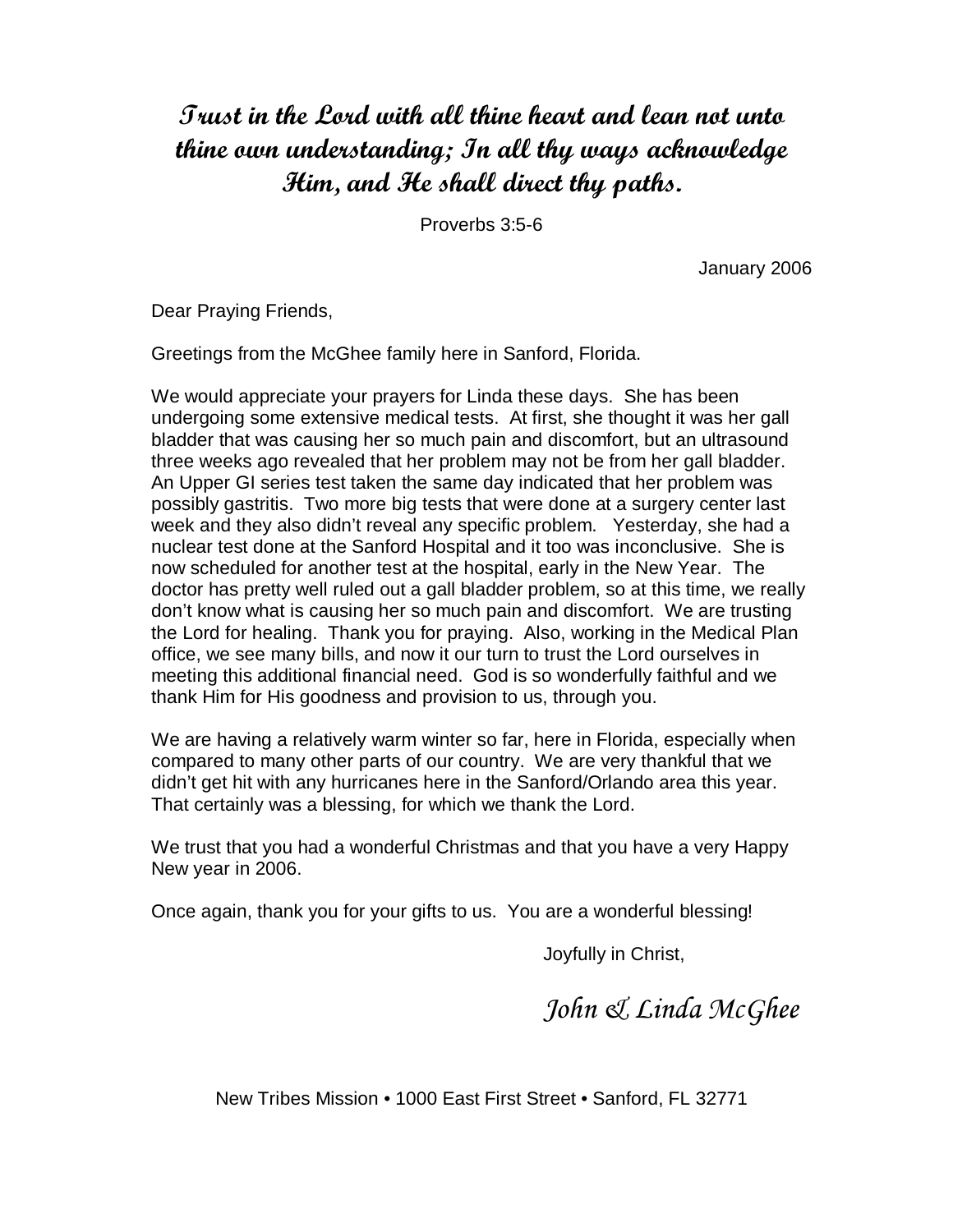**Trust in the Lord with all thine heart and lean not unto thine own understanding; In all thy ways acknowledge Him, and He shall direct thy paths.**

Proverbs 3:5-6

January 2006

Dear Praying Friends,

Greetings from the McGhee family here in Sanford, Florida.

We would appreciate your prayers for Linda these days. She has been undergoing some extensive medical tests. At first, she thought it was her gall bladder that was causing her so much pain and discomfort, but an ultrasound three weeks ago revealed that her problem may not be from her gall bladder. An Upper GI series test taken the same day indicated that her problem was possibly gastritis. Two more big tests that were done at a surgery center last week and they also didn't reveal any specific problem. Yesterday, she had a nuclear test done at the Sanford Hospital and it too was inconclusive. She is now scheduled for another test at the hospital, early in the New Year. The doctor has pretty well ruled out a gall bladder problem, so at this time, we really don't know what is causing her so much pain and discomfort. We are trusting the Lord for healing. Thank you for praying. Also, working in the Medical Plan office, we see many bills, and now it our turn to trust the Lord ourselves in meeting this additional financial need. God is so wonderfully faithful and we thank Him for His goodness and provision to us, through you.

We are having a relatively warm winter so far, here in Florida, especially when compared to many other parts of our country. We are very thankful that we didn't get hit with any hurricanes here in the Sanford/Orlando area this year. That certainly was a blessing, for which we thank the Lord.

We trust that you had a wonderful Christmas and that you have a very Happy New year in 2006.

Once again, thank you for your gifts to us. You are a wonderful blessing!

Joyfully in Christ,

*John & Linda McGhee*

New Tribes Mission • 1000 East First Street • Sanford, FL 32771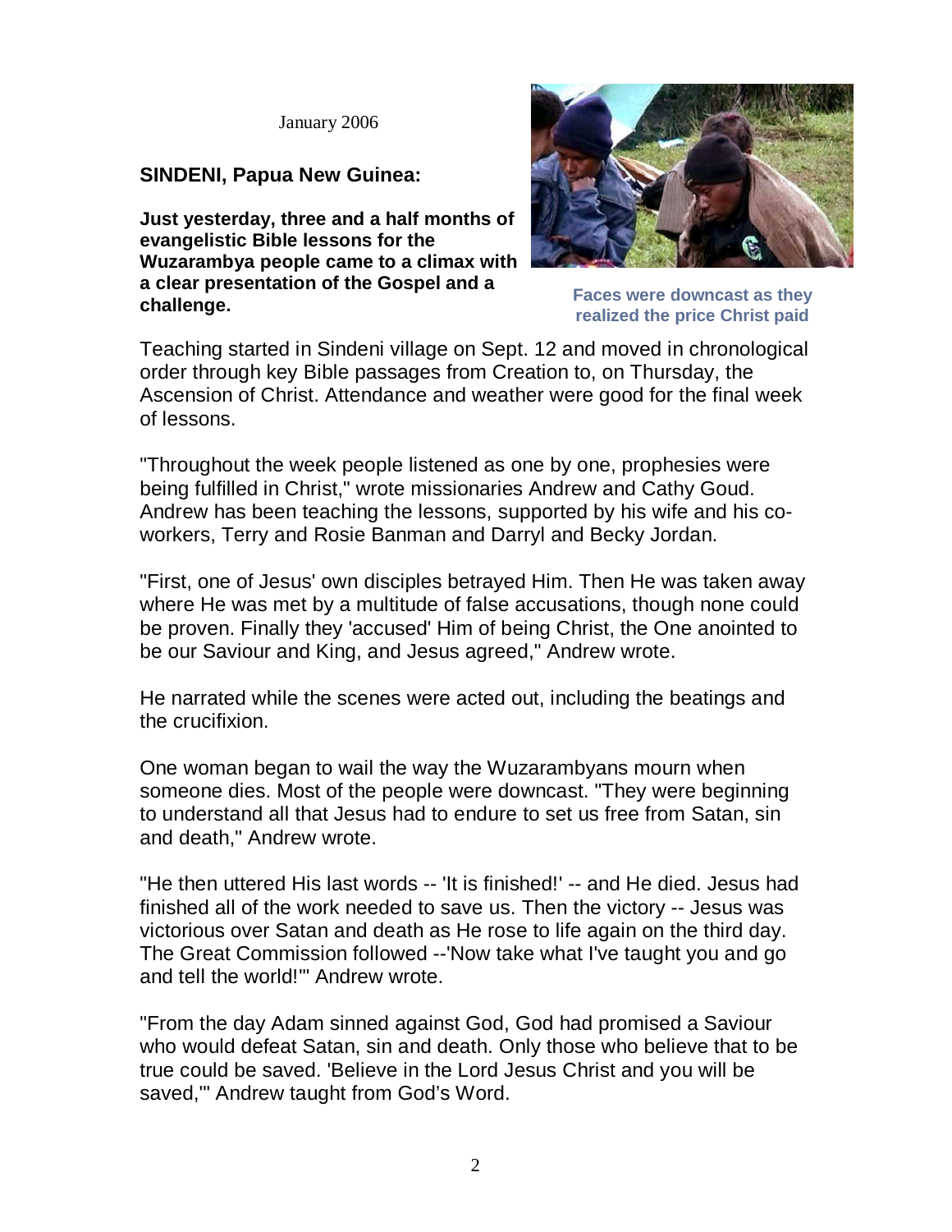January 2006

**SINDENI, Papua New Guinea:**

**Just yesterday, three and a half months of evangelistic Bible lessons for the Wuzarambya people came to a climax with a clear presentation of the Gospel and a challenge.**

**Faces were downcast as they realized the price Christ paid**

Teaching started in Sindeni village on Sept. 12 and moved in chronological order through key Bible passages from Creation to, on Thursday, the Ascension of Christ. Attendance and weather were good for the final week of lessons.

"Throughout the week people listened as one by one, prophesies were being fulfilled in Christ," wrote missionaries Andrew and Cathy Goud. Andrew has been teaching the lessons, supported by his wife and his co-workers, Terry and Rosie Banman and Darryl and Becky Jordan.

"First, one of Jesus' own disciples betrayed Him. Then He was taken away where He was met by a multitude of false accusations, though none could be proven. Finally they 'accused' Him of being Christ, the One anointed to be our Saviour and King, and Jesus agreed," Andrew wrote.

He narrated while the scenes were acted out, including the beatings and the crucifixion.

One woman began to wail the way the Wuzarambyans mourn when someone dies. Most of the people were downcast. "They were beginning to understand all that Jesus had to endure to set us free from Satan, sin and death," Andrew wrote.

"He then uttered His last words -- 'It is finished!' -- and He died. Jesus had finished all of the work needed to save us. Then the victory -- Jesus was victorious over Satan and death as He rose to life again on the third day. The Great Commission followed --'Now take what I've taught you and go and tell the world!'" Andrew wrote.

"From the day Adam sinned against God, God had promised a Saviour who would defeat Satan, sin and death. Only those who believe that to be true could be saved. 'Believe in the Lord Jesus Christ and you will be saved,'" Andrew taught from God's Word.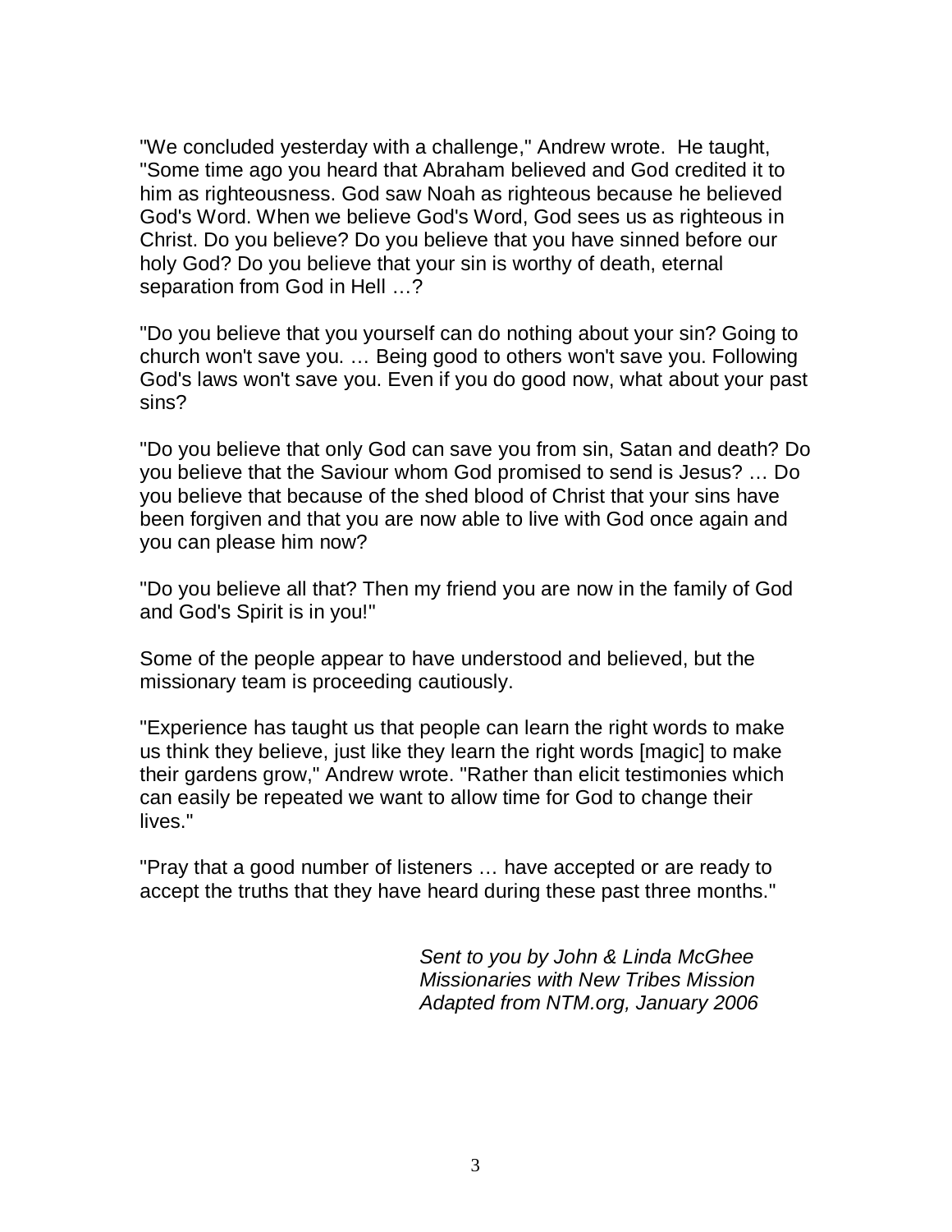"We concluded yesterday with a challenge," Andrew wrote. He taught, "Some time ago you heard that Abraham believed and God credited it to him as righteousness. God saw Noah as righteous because he believed God's Word. When we believe God's Word, God sees us as righteous in Christ. Do you believe? Do you believe that you have sinned before our holy God? Do you believe that your sin is worthy of death, eternal separation from God in Hell …?

"Do you believe that you yourself can do nothing about your sin? Going to church won't save you. … Being good to others won't save you. Following God's laws won't save you. Even if you do good now, what about your past sins?

"Do you believe that only God can save you from sin, Satan and death? Do you believe that the Saviour whom God promised to send is Jesus? … Do you believe that because of the shed blood of Christ that your sins have been forgiven and that you are now able to live with God once again and you can please him now?

"Do you believe all that? Then my friend you are now in the family of God and God's Spirit is in you!"

Some of the people appear to have understood and believed, but the missionary team is proceeding cautiously.

"Experience has taught us that people can learn the right words to make us think they believe, just like they learn the right words [magic] to make their gardens grow," Andrew wrote. "Rather than elicit testimonies which can easily be repeated we want to allow time for God to change their lives."

"Pray that a good number of listeners … have accepted or are ready to accept the truths that they have heard during these past three months."

*Sent to you by John & Linda McGhee*
*Missionaries with New Tribes Mission*
*Adapted from NTM.org, January 2006*